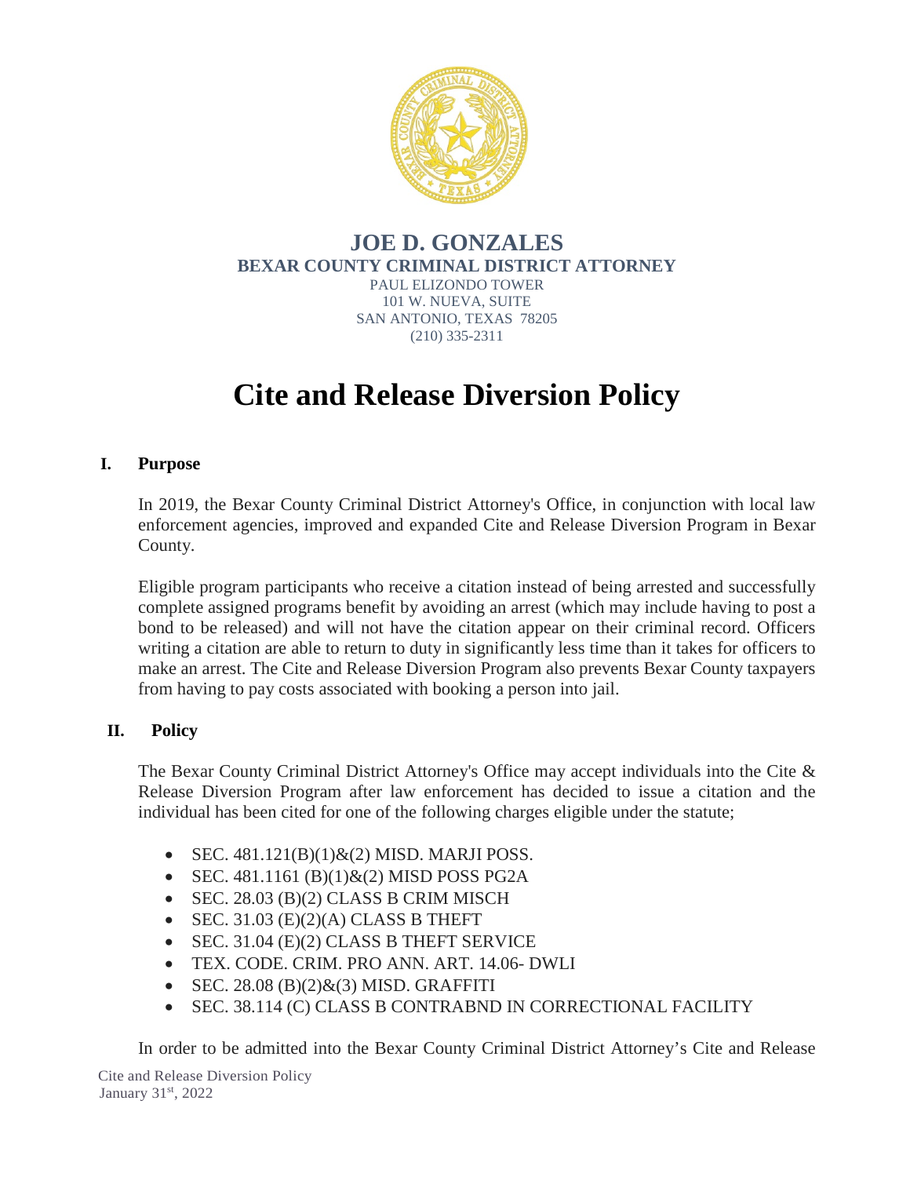# JOE D. GONZALES

**BEXAR COUNTY CRIMINAL DISTRICT ATTORNEY**

PAUL ELIZONDO TOWER
101 W. NUEVA, SUITE
SAN ANTONIO, TEXAS 78205
(210) 335-2311

# Cite and Release Diversion Policy

## I. Purpose

In 2019, the Bexar County Criminal District Attorney's Office, in conjunction with local law enforcement agencies, improved and expanded Cite and Release Diversion Program in Bexar County.

Eligible program participants who receive a citation instead of being arrested and successfully complete assigned programs benefit by avoiding an arrest (which may include having to post a bond to be released) and will not have the citation appear on their criminal record. Officers writing a citation are able to return to duty in significantly less time than it takes for officers to make an arrest. The Cite and Release Diversion Program also prevents Bexar County taxpayers from having to pay costs associated with booking a person into jail.

## II. Policy

The Bexar County Criminal District Attorney's Office may accept individuals into the Cite & Release Diversion Program after law enforcement has decided to issue a citation and the individual has been cited for one of the following charges eligible under the statute;

- SEC. 481.121(B)(1)&(2) MISD. MARJI POSS.
- SEC. 481.1161 (B)(1)&(2) MISD POSS PG2A
- SEC. 28.03 (B)(2) CLASS B CRIM MISCH
- SEC. 31.03 (E)(2)(A) CLASS B THEFT
- SEC. 31.04 (E)(2) CLASS B THEFT SERVICE
- TEX. CODE. CRIM. PRO ANN. ART. 14.06- DWLI
- SEC. 28.08 (B)(2)&(3) MISD. GRAFFITI
- SEC. 38.114 (C) CLASS B CONTRABND IN CORRECTIONAL FACILITY

In order to be admitted into the Bexar County Criminal District Attorney's Cite and Release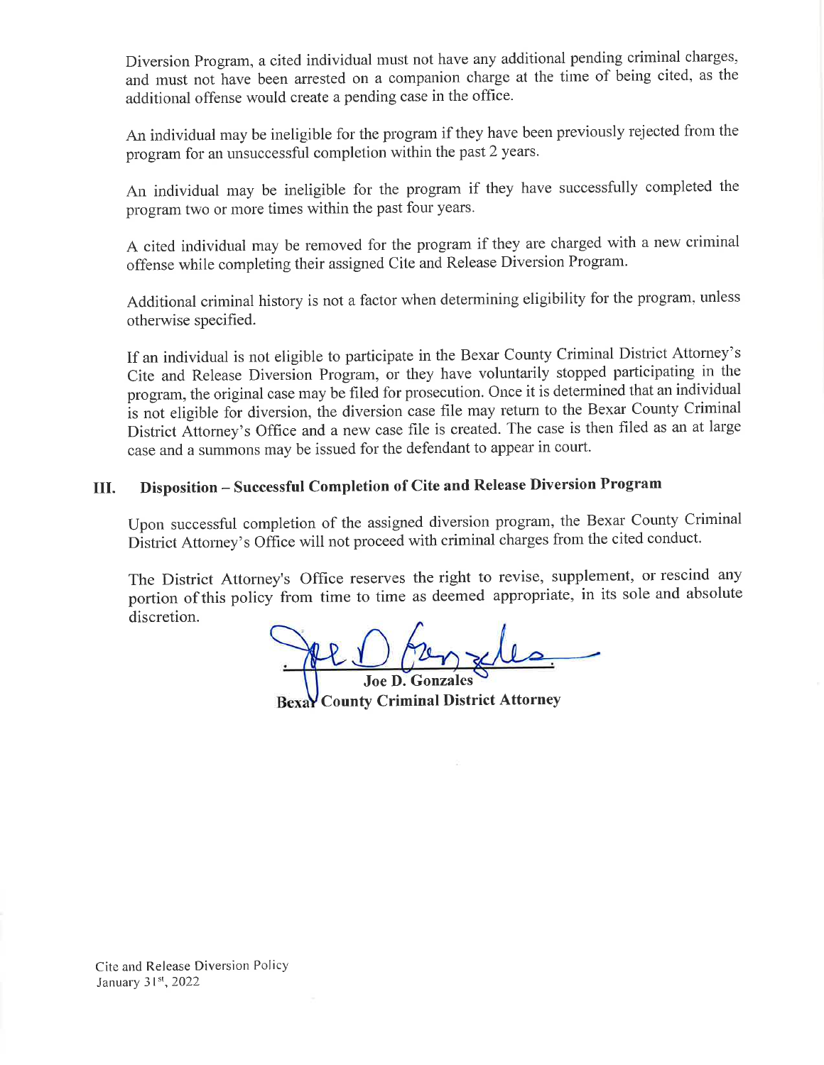Diversion Program, a cited individual must not have any additional pending criminal charges, and must not have been arrested on a companion charge at the time of being cited, as the additional offense would create a pending case in the office.

An individual may be ineligible for the program if they have been previously rejected from the program for an unsuccessful completion within the past 2 years.

An individual may be ineligible for the program if they have successfully completed the program two or more times within the past four years.

A cited individual may be removed for the program if they are charged with a new criminal offense while completing their assigned Cite and Release Diversion Program.

Additional criminal history is not a factor when determining eligibility for the program, unless otherwise specified.

If an individual is not eligible to participate in the Bexar County Criminal District Attorney's Cite and Release Diversion Program, or they have voluntarily stopped participating in the program, the original case may be filed for prosecution. Once it is determined that an individual is not eligible for diversion, the diversion case file may return to the Bexar County Criminal District Attorney's Office and a new case file is created. The case is then filed as an at large case and a summons may be issued for the defendant to appear in court.

## III. Disposition – Successful Completion of Cite and Release Diversion Program

Upon successful completion of the assigned diversion program, the Bexar County Criminal District Attorney's Office will not proceed with criminal charges from the cited conduct.

The District Attorney's Office reserves the right to revise, supplement, or rescind any portion of this policy from time to time as deemed appropriate, in its sole and absolute discretion.

**Joe D. Gonzales**
**Bexar County Criminal District Attorney**

Cite and Release Diversion Policy
January 31st, 2022